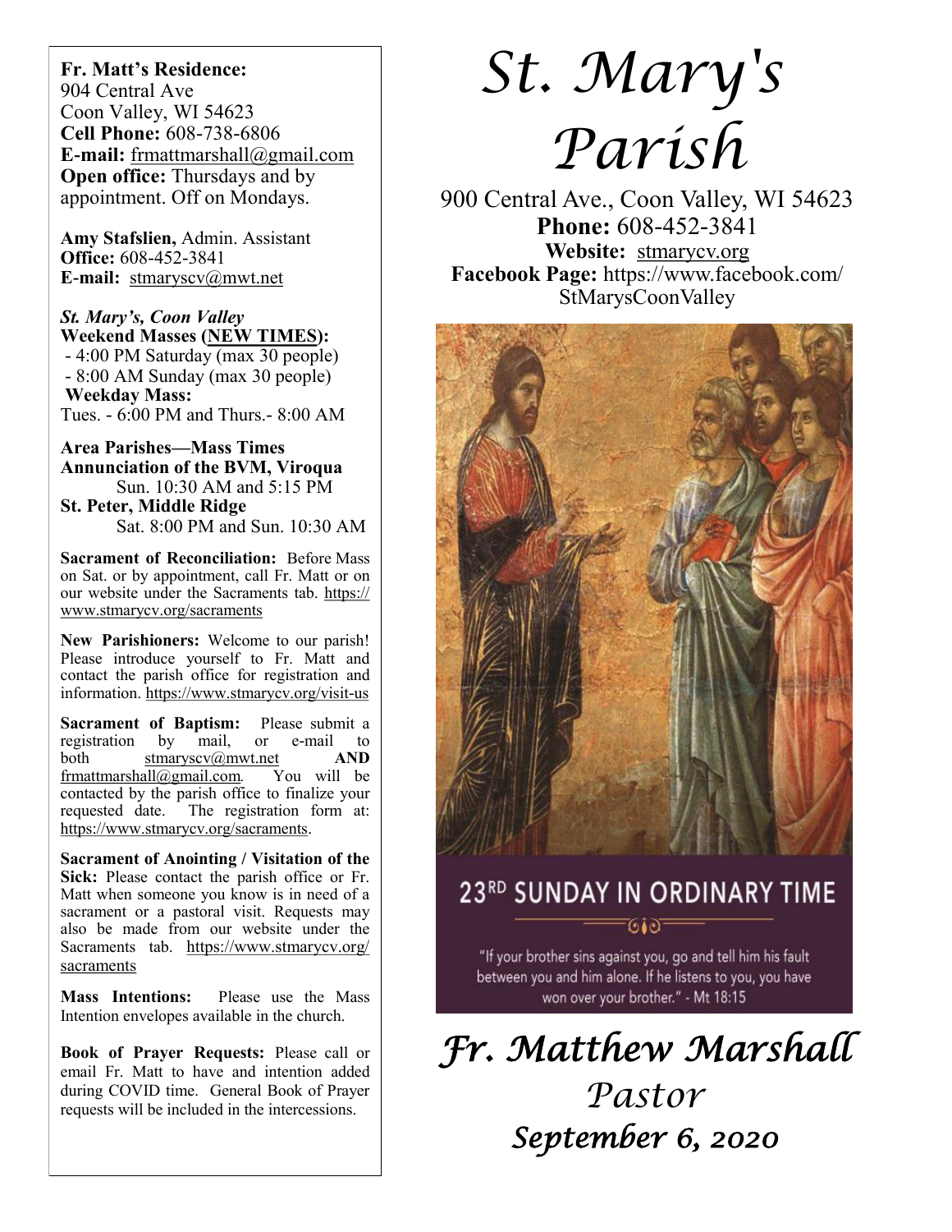# St. Mary's Parish

900 Central Ave., Coon Valley, WI 54623
**Phone:** 608-452-3841
**Website:** stmarycv.org
**Facebook Page:** https://www.facebook.com/StMarysCoonValley

## 23RD SUNDAY IN ORDINARY TIME

"If your brother sins against you, go and tell him his fault between you and him alone. If he listens to you, you have won over your brother." - Mt 18:15

## *Fr. Matthew Marshall*

*Pastor*

***September 6, 2020***

---

**Fr. Matt's Residence:**
904 Central Ave
Coon Valley, WI 54623
**Cell Phone:** 608-738-6806
**E-mail:** frmattmarshall@gmail.com
**Open office:** Thursdays and by appointment. Off on Mondays.

**Amy Stafslien,** Admin. Assistant
**Office:** 608-452-3841
**E-mail:** stmaryscv@mwt.net

***St. Mary's, Coon Valley***
**Weekend Masses (NEW TIMES):**
- 4:00 PM Saturday (max 30 people)
- 8:00 AM Sunday (max 30 people)

**Weekday Mass:**
Tues. - 6:00 PM and Thurs.- 8:00 AM

**Area Parishes—Mass Times**
**Annunciation of the BVM, Viroqua**
Sun. 10:30 AM and 5:15 PM
**St. Peter, Middle Ridge**
Sat. 8:00 PM and Sun. 10:30 AM

**Sacrament of Reconciliation:** Before Mass on Sat. or by appointment, call Fr. Matt or on our website under the Sacraments tab. https://www.stmarycv.org/sacraments

**New Parishioners:** Welcome to our parish! Please introduce yourself to Fr. Matt and contact the parish office for registration and information. https://www.stmarycv.org/visit-us

**Sacrament of Baptism:** Please submit a registration by mail, or e-mail to both stmaryscv@mwt.net **AND** frmattmarshall@gmail.com. You will be contacted by the parish office to finalize your requested date. The registration form at: https://www.stmarycv.org/sacraments.

**Sacrament of Anointing / Visitation of the Sick:** Please contact the parish office or Fr. Matt when someone you know is in need of a sacrament or a pastoral visit. Requests may also be made from our website under the Sacraments tab. https://www.stmarycv.org/sacraments

**Mass Intentions:** Please use the Mass Intention envelopes available in the church.

**Book of Prayer Requests:** Please call or email Fr. Matt to have and intention added during COVID time. General Book of Prayer requests will be included in the intercessions.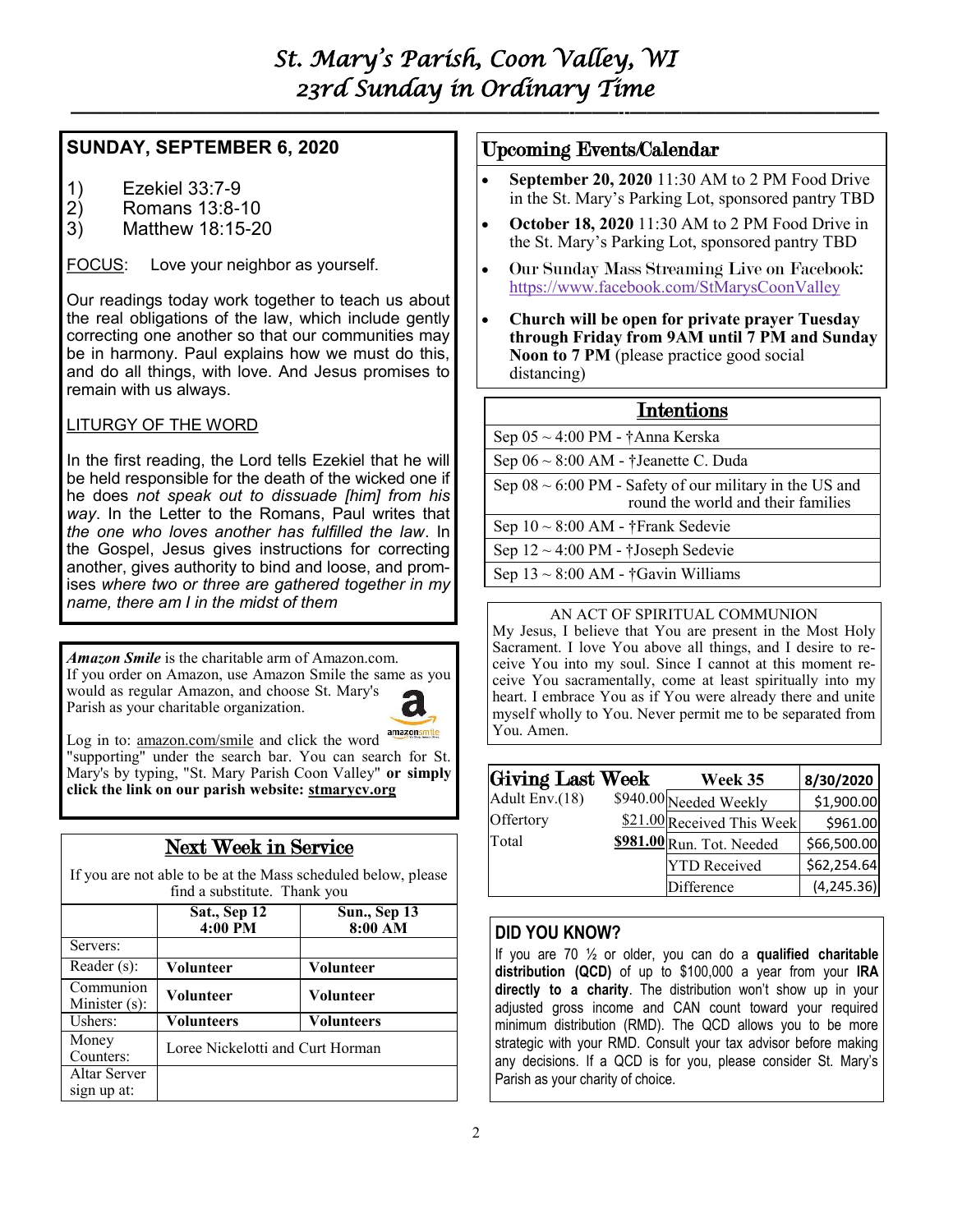# St. Mary's Parish, Coon Valley, WI
## 23rd Sunday in Ordinary Time

### SUNDAY, SEPTEMBER 6, 2020

1) Ezekiel 33:7-9
2) Romans 13:8-10
3) Matthew 18:15-20

FOCUS: Love your neighbor as yourself.

Our readings today work together to teach us about the real obligations of the law, which include gently correcting one another so that our communities may be in harmony. Paul explains how we must do this, and do all things, with love. And Jesus promises to remain with us always.

LITURGY OF THE WORD

In the first reading, the Lord tells Ezekiel that he will be held responsible for the death of the wicked one if he does *not speak out to dissuade [him] from his way*. In the Letter to the Romans, Paul writes that *the one who loves another has fulfilled the law*. In the Gospel, Jesus gives instructions for correcting another, gives authority to bind and loose, and promises *where two or three are gathered together in my name, there am I in the midst of them*

***Amazon Smile*** is the charitable arm of Amazon.com. If you order on Amazon, use Amazon Smile the same as you would as regular Amazon, and choose St. Mary's Parish as your charitable organization.

Log in to: amazon.com/smile and click the word "supporting" under the search bar. You can search for St. Mary's by typing, "St. Mary Parish Coon Valley" **or simply click the link on our parish website: stmarycv.org**

### Next Week in Service

If you are not able to be at the Mass scheduled below, please find a substitute. Thank you

| | Sat., Sep 12 4:00 PM | Sun., Sep 13 8:00 AM |
|---|---|---|
| Servers: | | |
| Reader (s): | Volunteer | Volunteer |
| Communion Minister (s): | Volunteer | Volunteer |
| Ushers: | Volunteers | Volunteers |
| Money Counters: | Loree Nickelotti and Curt Horman | |
| Altar Server sign up at: | | |

### Upcoming Events/Calendar

- **September 20, 2020** 11:30 AM to 2 PM Food Drive in the St. Mary's Parking Lot, sponsored pantry TBD
- **October 18, 2020** 11:30 AM to 2 PM Food Drive in the St. Mary's Parking Lot, sponsored pantry TBD
- Our Sunday Mass Streaming Live on Facebook: https://www.facebook.com/StMarysCoonValley
- **Church will be open for private prayer Tuesday through Friday from 9AM until 7 PM and Sunday Noon to 7 PM** (please practice good social distancing)

### Intentions

| |
|---|
| Sep 05 ~ 4:00 PM - †Anna Kerska |
| Sep 06 ~ 8:00 AM - †Jeanette C. Duda |
| Sep 08 ~ 6:00 PM - Safety of our military in the US and round the world and their families |
| Sep 10 ~ 8:00 AM - †Frank Sedevie |
| Sep 12 ~ 4:00 PM - †Joseph Sedevie |
| Sep 13 ~ 8:00 AM - †Gavin Williams |

AN ACT OF SPIRITUAL COMMUNION

My Jesus, I believe that You are present in the Most Holy Sacrament. I love You above all things, and I desire to receive You into my soul. Since I cannot at this moment receive You sacramentally, come at least spiritually into my heart. I embrace You as if You were already there and unite myself wholly to You. Never permit me to be separated from You. Amen.

| Giving Last Week | | Week 35 | 8/30/2020 |
|---|---|---|---|
| Adult Env.(18) | $940.00 | Needed Weekly | $1,900.00 |
| Offertory | $21.00 | Received This Week | $961.00 |
| Total | **$981.00** | Run. Tot. Needed | $66,500.00 |
| | | YTD Received | $62,254.64 |
| | | Difference | (4,245.36) |

### DID YOU KNOW?

If you are 70 ½ or older, you can do a **qualified charitable distribution (QCD)** of up to $100,000 a year from your **IRA directly to a charity**. The distribution won't show up in your adjusted gross income and CAN count toward your required minimum distribution (RMD). The QCD allows you to be more strategic with your RMD. Consult your tax advisor before making any decisions. If a QCD is for you, please consider St. Mary's Parish as your charity of choice.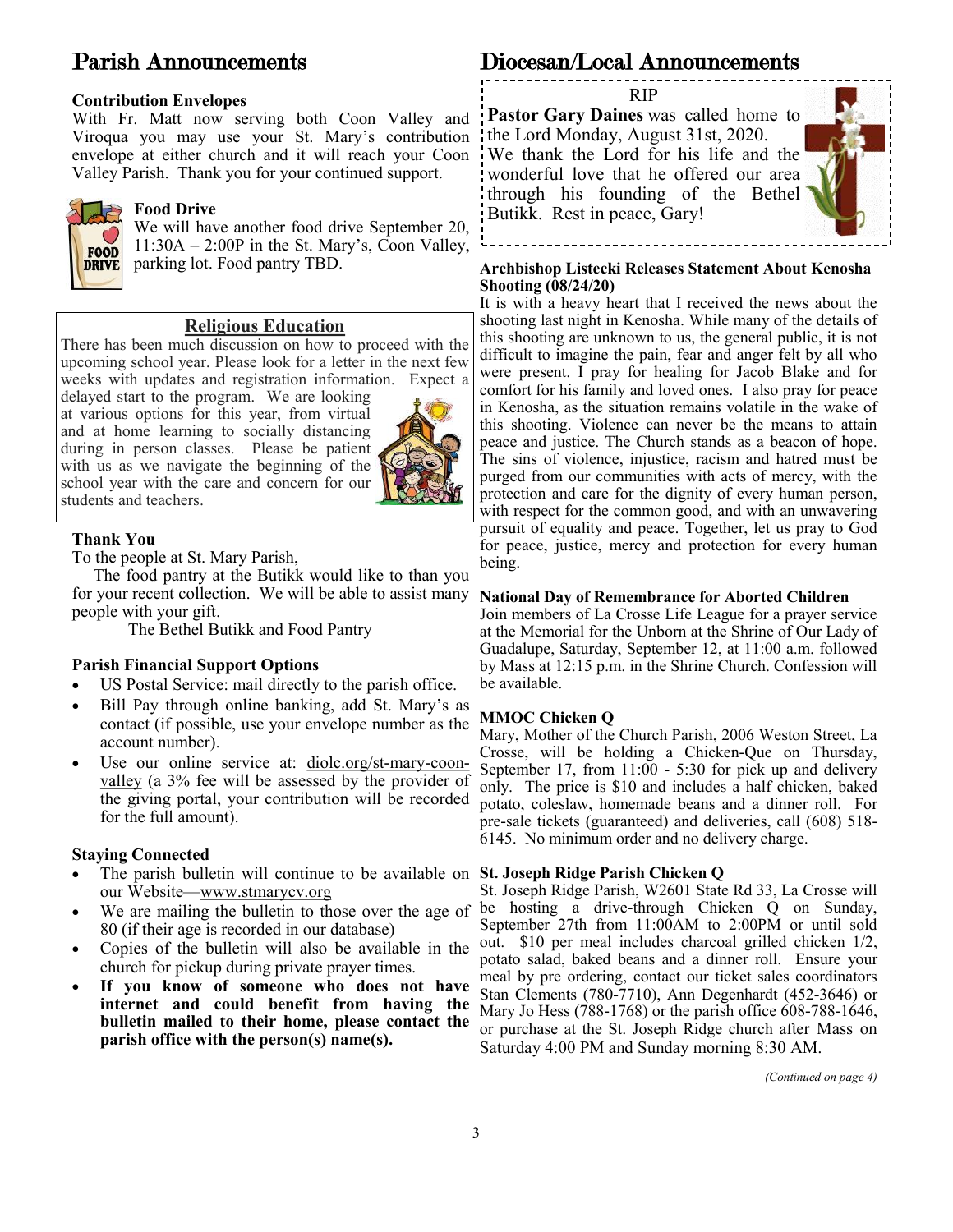# Parish Announcements

**Contribution Envelopes**
With Fr. Matt now serving both Coon Valley and Viroqua you may use your St. Mary's contribution envelope at either church and it will reach your Coon Valley Parish. Thank you for your continued support.

**Food Drive**
We will have another food drive September 20, 11:30A – 2:00P in the St. Mary's, Coon Valley, parking lot. Food pantry TBD.

**Religious Education**

There has been much discussion on how to proceed with the upcoming school year. Please look for a letter in the next few weeks with updates and registration information. Expect a delayed start to the program. We are looking at various options for this year, from virtual and at home learning to socially distancing during in person classes. Please be patient with us as we navigate the beginning of the school year with the care and concern for our students and teachers.

**Thank You**
To the people at St. Mary Parish,
The food pantry at the Butikk would like to than you for your recent collection. We will be able to assist many people with your gift.
The Bethel Butikk and Food Pantry

**Parish Financial Support Options**

- US Postal Service: mail directly to the parish office.
- Bill Pay through online banking, add St. Mary's as contact (if possible, use your envelope number as the account number).
- Use our online service at: diolc.org/st-mary-coon-valley (a 3% fee will be assessed by the provider of the giving portal, your contribution will be recorded for the full amount).

**Staying Connected**

- The parish bulletin will continue to be available on our Website—www.stmarycv.org
- We are mailing the bulletin to those over the age of 80 (if their age is recorded in our database)
- Copies of the bulletin will also be available in the church for pickup during private prayer times.
- **If you know of someone who does not have internet and could benefit from having the bulletin mailed to their home, please contact the parish office with the person(s) name(s).**

# Diocesan/Local Announcements

RIP

**Pastor Gary Daines** was called home to the Lord Monday, August 31st, 2020. We thank the Lord for his life and the wonderful love that he offered our area through his founding of the Bethel Butikk. Rest in peace, Gary!

**Archbishop Listecki Releases Statement About Kenosha Shooting (08/24/20)**
It is with a heavy heart that I received the news about the shooting last night in Kenosha. While many of the details of this shooting are unknown to us, the general public, it is not difficult to imagine the pain, fear and anger felt by all who were present. I pray for healing for Jacob Blake and for comfort for his family and loved ones. I also pray for peace in Kenosha, as the situation remains volatile in the wake of this shooting. Violence can never be the means to attain peace and justice. The Church stands as a beacon of hope. The sins of violence, injustice, racism and hatred must be purged from our communities with acts of mercy, with the protection and care for the dignity of every human person, with respect for the common good, and with an unwavering pursuit of equality and peace. Together, let us pray to God for peace, justice, mercy and protection for every human being.

**National Day of Remembrance for Aborted Children**
Join members of La Crosse Life League for a prayer service at the Memorial for the Unborn at the Shrine of Our Lady of Guadalupe, Saturday, September 12, at 11:00 a.m. followed by Mass at 12:15 p.m. in the Shrine Church. Confession will be available.

**MMOC Chicken Q**
Mary, Mother of the Church Parish, 2006 Weston Street, La Crosse, will be holding a Chicken-Que on Thursday, September 17, from 11:00 - 5:30 for pick up and delivery only. The price is $10 and includes a half chicken, baked potato, coleslaw, homemade beans and a dinner roll. For pre-sale tickets (guaranteed) and deliveries, call (608) 518-6145. No minimum order and no delivery charge.

**St. Joseph Ridge Parish Chicken Q**
St. Joseph Ridge Parish, W2601 State Rd 33, La Crosse will be hosting a drive-through Chicken Q on Sunday, September 27th from 11:00AM to 2:00PM or until sold out. $10 per meal includes charcoal grilled chicken 1/2, potato salad, baked beans and a dinner roll. Ensure your meal by pre ordering, contact our ticket sales coordinators Stan Clements (780-7710), Ann Degenhardt (452-3646) or Mary Jo Hess (788-1768) or the parish office 608-788-1646, or purchase at the St. Joseph Ridge church after Mass on Saturday 4:00 PM and Sunday morning 8:30 AM.

*(Continued on page 4)*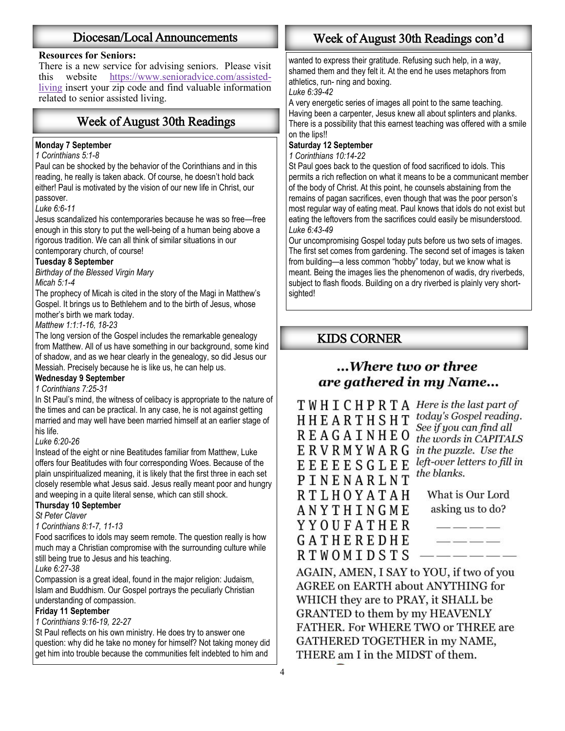## Diocesan/Local Announcements

**Resources for Seniors:**
There is a new service for advising seniors. Please visit this website https://www.senioradvice.com/assisted-living insert your zip code and find valuable information related to senior assisted living.

## Week of August 30th Readings

**Monday 7 September**

*1 Corinthians 5:1-8*

Paul can be shocked by the behavior of the Corinthians and in this reading, he really is taken aback. Of course, he doesn't hold back either! Paul is motivated by the vision of our new life in Christ, our passover.

*Luke 6:6-11*

Jesus scandalized his contemporaries because he was so free—free enough in this story to put the well-being of a human being above a rigorous tradition. We can all think of similar situations in our contemporary church, of course!

**Tuesday 8 September**

*Birthday of the Blessed Virgin Mary*

*Micah 5:1-4*

The prophecy of Micah is cited in the story of the Magi in Matthew's Gospel. It brings us to Bethlehem and to the birth of Jesus, whose mother's birth we mark today.

*Matthew 1:1:1-16, 18-23*

The long version of the Gospel includes the remarkable genealogy from Matthew. All of us have something in our background, some kind of shadow, and as we hear clearly in the genealogy, so did Jesus our Messiah. Precisely because he is like us, he can help us.

**Wednesday 9 September**

*1 Corinthians 7:25-31*

In St Paul's mind, the witness of celibacy is appropriate to the nature of the times and can be practical. In any case, he is not against getting married and may well have been married himself at an earlier stage of his life.

*Luke 6:20-26*

Instead of the eight or nine Beatitudes familiar from Matthew, Luke offers four Beatitudes with four corresponding Woes. Because of the plain unspiritualized meaning, it is likely that the first three in each set closely resemble what Jesus said. Jesus really meant poor and hungry and weeping in a quite literal sense, which can still shock.

**Thursday 10 September**

*St Peter Claver*

*1 Corinthians 8:1-7, 11-13*

Food sacrifices to idols may seem remote. The question really is how much may a Christian compromise with the surrounding culture while still being true to Jesus and his teaching.

*Luke 6:27-38*

Compassion is a great ideal, found in the major religion: Judaism, Islam and Buddhism. Our Gospel portrays the peculiarly Christian understanding of compassion.

**Friday 11 September**

*1 Corinthians 9:16-19, 22-27*

St Paul reflects on his own ministry. He does try to answer one question: why did he take no money for himself? Not taking money did get him into trouble because the communities felt indebted to him and

## Week of August 30th Readings con'd

wanted to express their gratitude. Refusing such help, in a way, shamed them and they felt it. At the end he uses metaphors from athletics, run- ning and boxing.

*Luke 6:39-42*

A very energetic series of images all point to the same teaching. Having been a carpenter, Jesus knew all about splinters and planks. There is a possibility that this earnest teaching was offered with a smile on the lips!!

**Saturday 12 September**

*1 Corinthians 10:14-22*

St Paul goes back to the question of food sacrificed to idols. This permits a rich reflection on what it means to be a communicant member of the body of Christ. At this point, he counsels abstaining from the remains of pagan sacrifices, even though that was the poor person's most regular way of eating meat. Paul knows that idols do not exist but eating the leftovers from the sacrifices could easily be misunderstood.

*Luke 6:43-49*

Our uncompromising Gospel today puts before us two sets of images. The first set comes from gardening. The second set of images is taken from building—a less common "hobby" today, but we know what is meant. Being the images lies the phenomenon of wadis, dry riverbeds, subject to flash floods. Building on a dry riverbed is plainly very short-sighted!

## KIDS CORNER

### *...Where two or three are gathered in my Name...*

```
T W H I C H P R T A
H H E A R T H S H T
R E A G A I N H E O
E R V R M Y W A R G
E E E E E S G L E E
P I N E N A R L N T
R T L H O Y A T A H
A N Y T H I N G M E
Y Y O U F A T H E R
G A T H E R E D H E
R T W O M I D S T S
```

*Here is the last part of today's Gospel reading. See if you can find all the words in CAPITALS in the puzzle. Use the left-over letters to fill in the blanks.*

What is Our Lord asking us to do?

\_\_ \_\_ \_\_ \_\_

\_\_ \_\_ \_\_ \_\_

\_\_ \_\_ \_\_ \_\_ \_\_ \_\_

AGAIN, AMEN, I SAY to YOU, if two of you AGREE on EARTH about ANYTHING for WHICH they are to PRAY, it SHALL be GRANTED to them by my HEAVENLY FATHER. For WHERE TWO or THREE are GATHERED TOGETHER in my NAME, THERE am I in the MIDST of them.